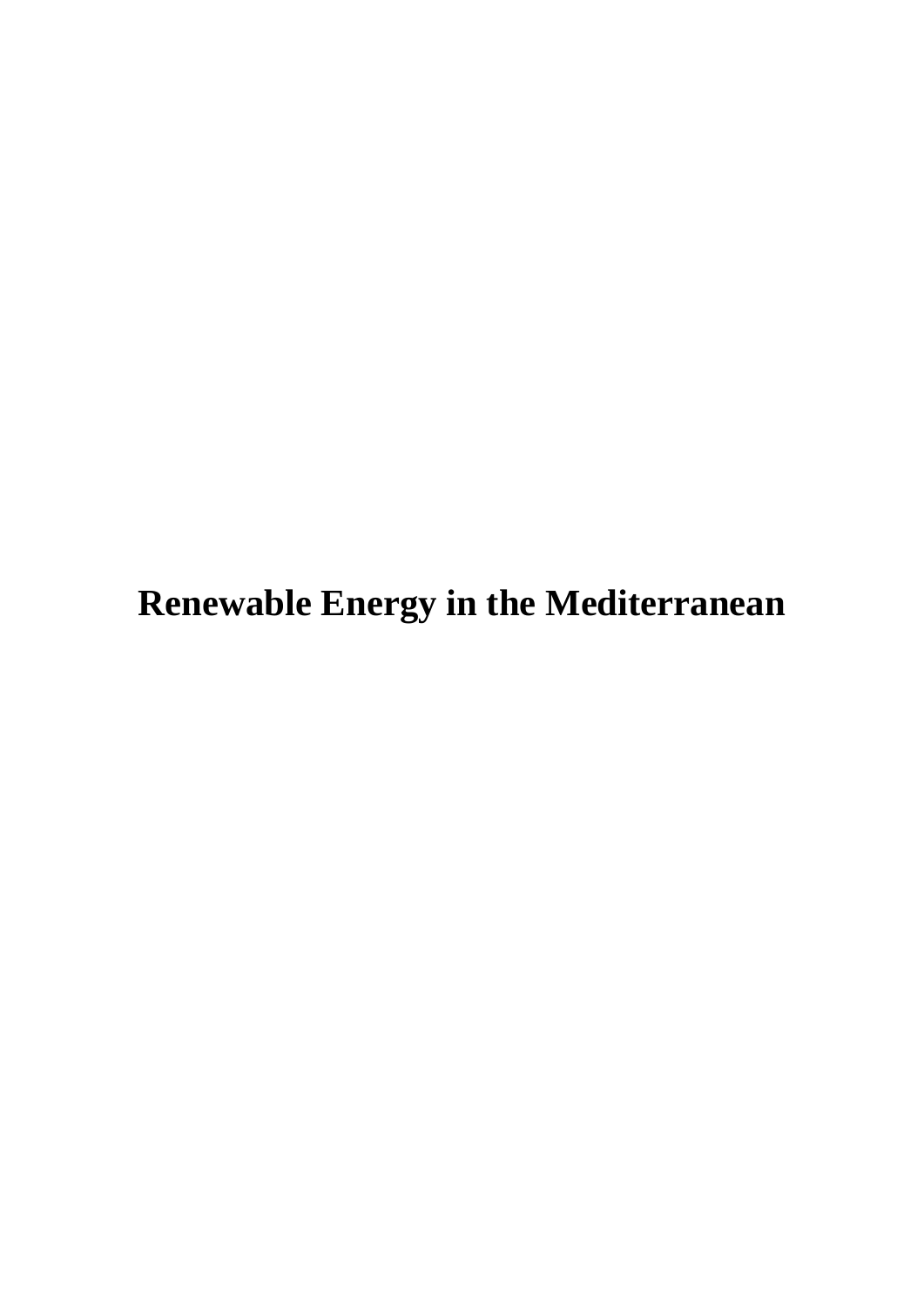# Renewable Energy in the Mediterranean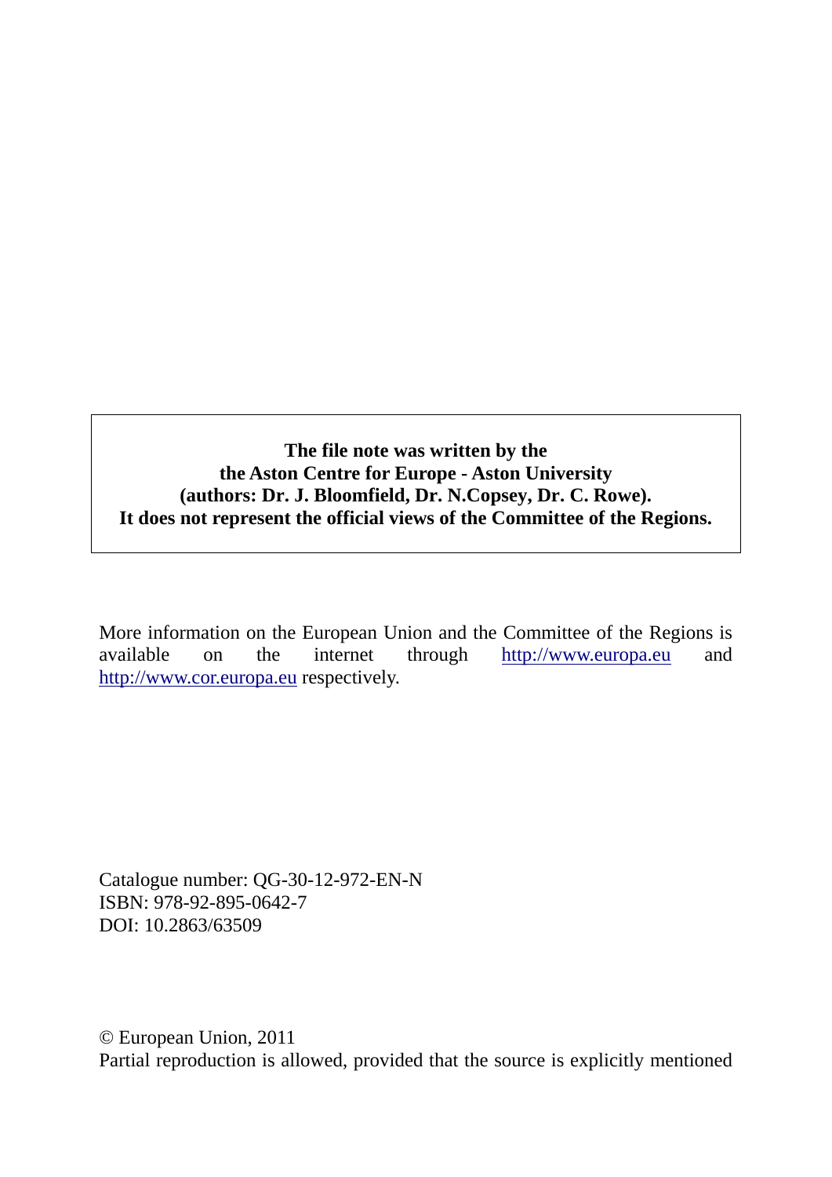**The file note was written by the**
**the Aston Centre for Europe - Aston University**
**(authors: Dr. J. Bloomfield, Dr. N.Copsey, Dr. C. Rowe).**
**It does not represent the official views of the Committee of the Regions.**

More information on the European Union and the Committee of the Regions is available on the internet through http://www.europa.eu and http://www.cor.europa.eu respectively.

Catalogue number: QG-30-12-972-EN-N
ISBN: 978-92-895-0642-7
DOI: 10.2863/63509

© European Union, 2011
Partial reproduction is allowed, provided that the source is explicitly mentioned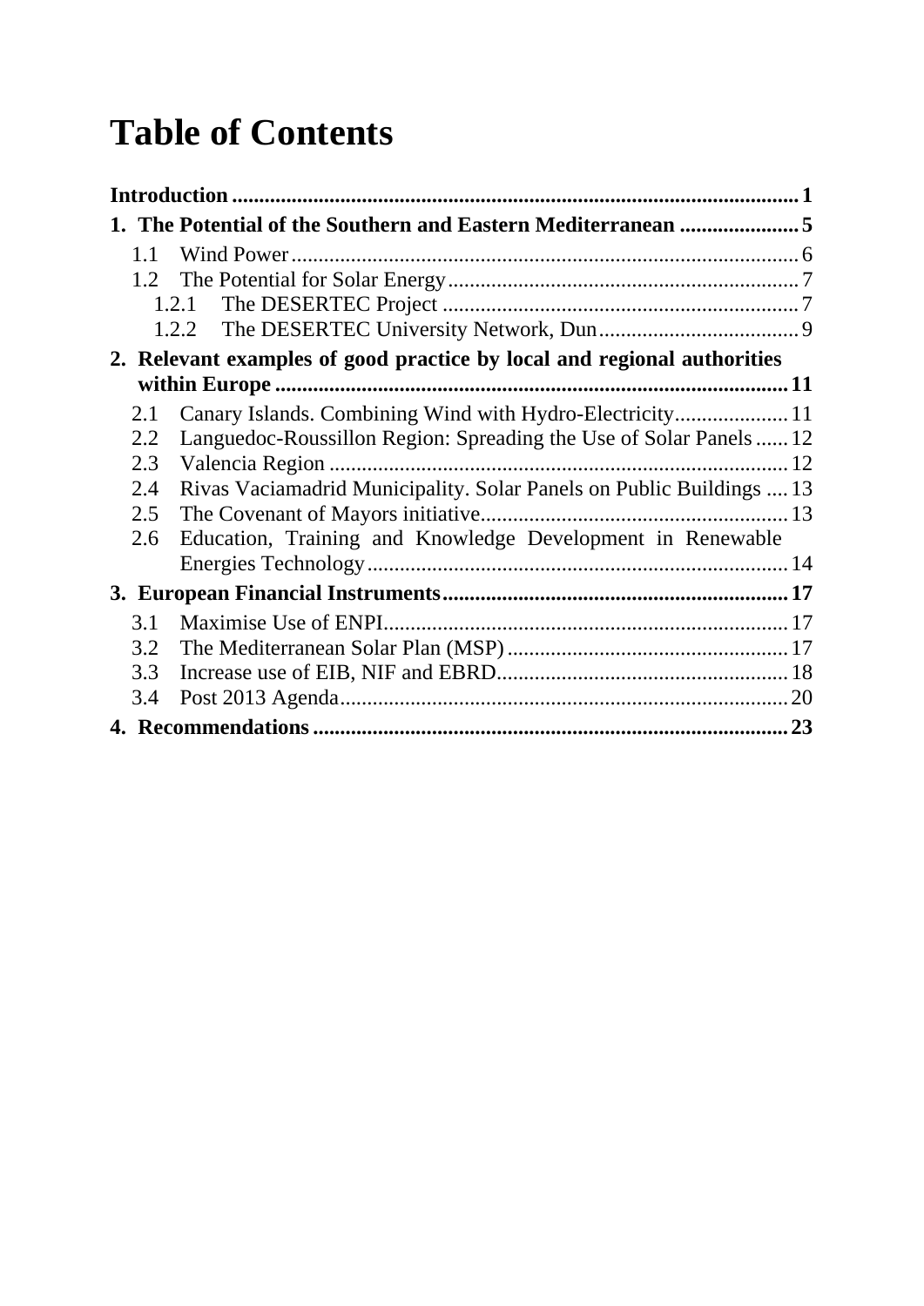# Table of Contents

**Introduction** ........................................................................................................ **1**

**1. The Potential of the Southern and Eastern Mediterranean** ...................... **5**

- 1.1 Wind Power ............................................................................................. 6
- 1.2 The Potential for Solar Energy ................................................................ 7
  - 1.2.1 The DESERTEC Project .................................................................. 7
  - 1.2.2 The DESERTEC University Network, Dun ..................................... 9

**2. Relevant examples of good practice by local and regional authorities within Europe** ............................................................................................... **11**

- 2.1 Canary Islands. Combining Wind with Hydro-Electricity ..................... 11
- 2.2 Languedoc-Roussillon Region: Spreading the Use of Solar Panels ...... 12
- 2.3 Valencia Region ..................................................................................... 12
- 2.4 Rivas Vaciamadrid Municipality. Solar Panels on Public Buildings .... 13
- 2.5 The Covenant of Mayors initiative ......................................................... 13
- 2.6 Education, Training and Knowledge Development in Renewable Energies Technology .............................................................................. 14

**3. European Financial Instruments** ................................................................ **17**

- 3.1 Maximise Use of ENPI ........................................................................... 17
- 3.2 The Mediterranean Solar Plan (MSP) .................................................... 17
- 3.3 Increase use of EIB, NIF and EBRD ...................................................... 18
- 3.4 Post 2013 Agenda ................................................................................... 20

**4. Recommendations** ........................................................................................ **23**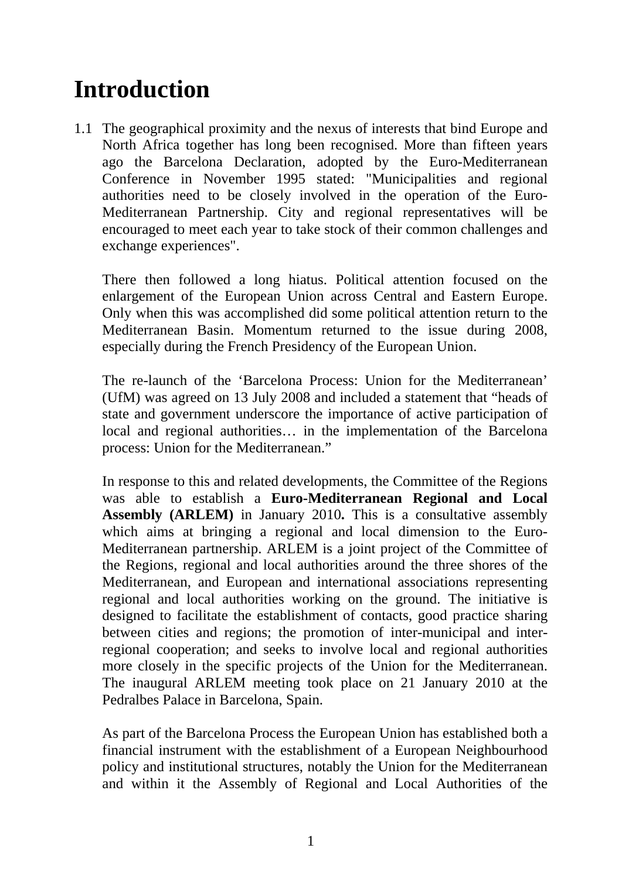# Introduction

1.1 The geographical proximity and the nexus of interests that bind Europe and North Africa together has long been recognised. More than fifteen years ago the Barcelona Declaration, adopted by the Euro-Mediterranean Conference in November 1995 stated: "Municipalities and regional authorities need to be closely involved in the operation of the Euro-Mediterranean Partnership. City and regional representatives will be encouraged to meet each year to take stock of their common challenges and exchange experiences".

There then followed a long hiatus. Political attention focused on the enlargement of the European Union across Central and Eastern Europe. Only when this was accomplished did some political attention return to the Mediterranean Basin. Momentum returned to the issue during 2008, especially during the French Presidency of the European Union.

The re-launch of the 'Barcelona Process: Union for the Mediterranean' (UfM) was agreed on 13 July 2008 and included a statement that "heads of state and government underscore the importance of active participation of local and regional authorities… in the implementation of the Barcelona process: Union for the Mediterranean."

In response to this and related developments, the Committee of the Regions was able to establish a **Euro-Mediterranean Regional and Local Assembly (ARLEM)** in January 2010**.** This is a consultative assembly which aims at bringing a regional and local dimension to the Euro-Mediterranean partnership. ARLEM is a joint project of the Committee of the Regions, regional and local authorities around the three shores of the Mediterranean, and European and international associations representing regional and local authorities working on the ground. The initiative is designed to facilitate the establishment of contacts, good practice sharing between cities and regions; the promotion of inter-municipal and inter-regional cooperation; and seeks to involve local and regional authorities more closely in the specific projects of the Union for the Mediterranean. The inaugural ARLEM meeting took place on 21 January 2010 at the Pedralbes Palace in Barcelona, Spain.

As part of the Barcelona Process the European Union has established both a financial instrument with the establishment of a European Neighbourhood policy and institutional structures, notably the Union for the Mediterranean and within it the Assembly of Regional and Local Authorities of the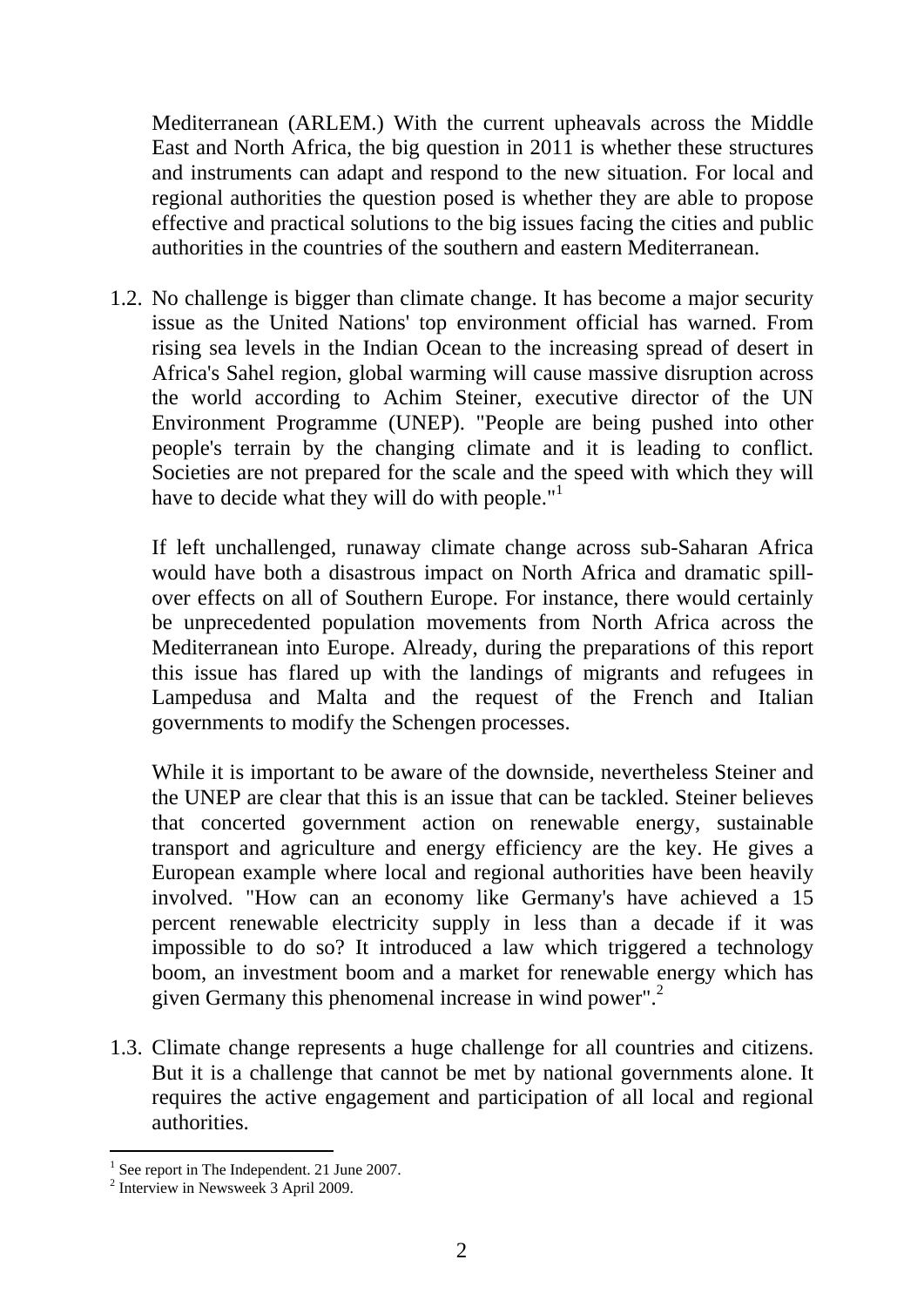Mediterranean (ARLEM.) With the current upheavals across the Middle East and North Africa, the big question in 2011 is whether these structures and instruments can adapt and respond to the new situation. For local and regional authorities the question posed is whether they are able to propose effective and practical solutions to the big issues facing the cities and public authorities in the countries of the southern and eastern Mediterranean.

1.2. No challenge is bigger than climate change. It has become a major security issue as the United Nations' top environment official has warned. From rising sea levels in the Indian Ocean to the increasing spread of desert in Africa's Sahel region, global warming will cause massive disruption across the world according to Achim Steiner, executive director of the UN Environment Programme (UNEP). "People are being pushed into other people's terrain by the changing climate and it is leading to conflict. Societies are not prepared for the scale and the speed with which they will have to decide what they will do with people."[1]

   If left unchallenged, runaway climate change across sub-Saharan Africa would have both a disastrous impact on North Africa and dramatic spill-over effects on all of Southern Europe. For instance, there would certainly be unprecedented population movements from North Africa across the Mediterranean into Europe. Already, during the preparations of this report this issue has flared up with the landings of migrants and refugees in Lampedusa and Malta and the request of the French and Italian governments to modify the Schengen processes.

   While it is important to be aware of the downside, nevertheless Steiner and the UNEP are clear that this is an issue that can be tackled. Steiner believes that concerted government action on renewable energy, sustainable transport and agriculture and energy efficiency are the key. He gives a European example where local and regional authorities have been heavily involved. "How can an economy like Germany's have achieved a 15 percent renewable electricity supply in less than a decade if it was impossible to do so? It introduced a law which triggered a technology boom, an investment boom and a market for renewable energy which has given Germany this phenomenal increase in wind power".[2]

1.3. Climate change represents a huge challenge for all countries and citizens. But it is a challenge that cannot be met by national governments alone. It requires the active engagement and participation of all local and regional authorities.

---

[1] See report in The Independent. 21 June 2007.

[2] Interview in Newsweek 3 April 2009.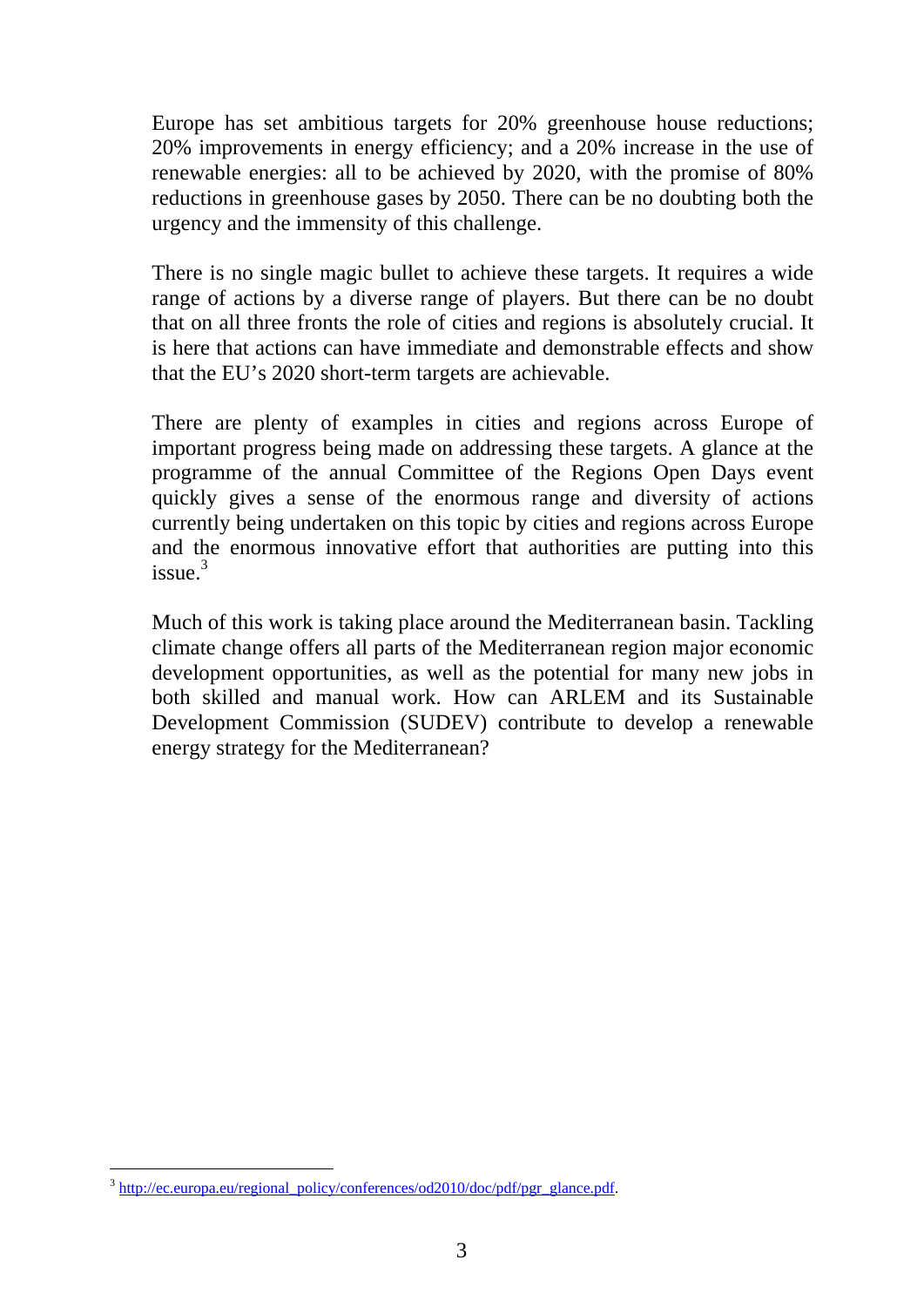Europe has set ambitious targets for 20% greenhouse house reductions; 20% improvements in energy efficiency; and a 20% increase in the use of renewable energies: all to be achieved by 2020, with the promise of 80% reductions in greenhouse gases by 2050. There can be no doubting both the urgency and the immensity of this challenge.

There is no single magic bullet to achieve these targets. It requires a wide range of actions by a diverse range of players. But there can be no doubt that on all three fronts the role of cities and regions is absolutely crucial. It is here that actions can have immediate and demonstrable effects and show that the EU's 2020 short-term targets are achievable.

There are plenty of examples in cities and regions across Europe of important progress being made on addressing these targets. A glance at the programme of the annual Committee of the Regions Open Days event quickly gives a sense of the enormous range and diversity of actions currently being undertaken on this topic by cities and regions across Europe and the enormous innovative effort that authorities are putting into this issue.[3]

Much of this work is taking place around the Mediterranean basin. Tackling climate change offers all parts of the Mediterranean region major economic development opportunities, as well as the potential for many new jobs in both skilled and manual work. How can ARLEM and its Sustainable Development Commission (SUDEV) contribute to develop a renewable energy strategy for the Mediterranean?

---

[3] http://ec.europa.eu/regional_policy/conferences/od2010/doc/pdf/pgr_glance.pdf.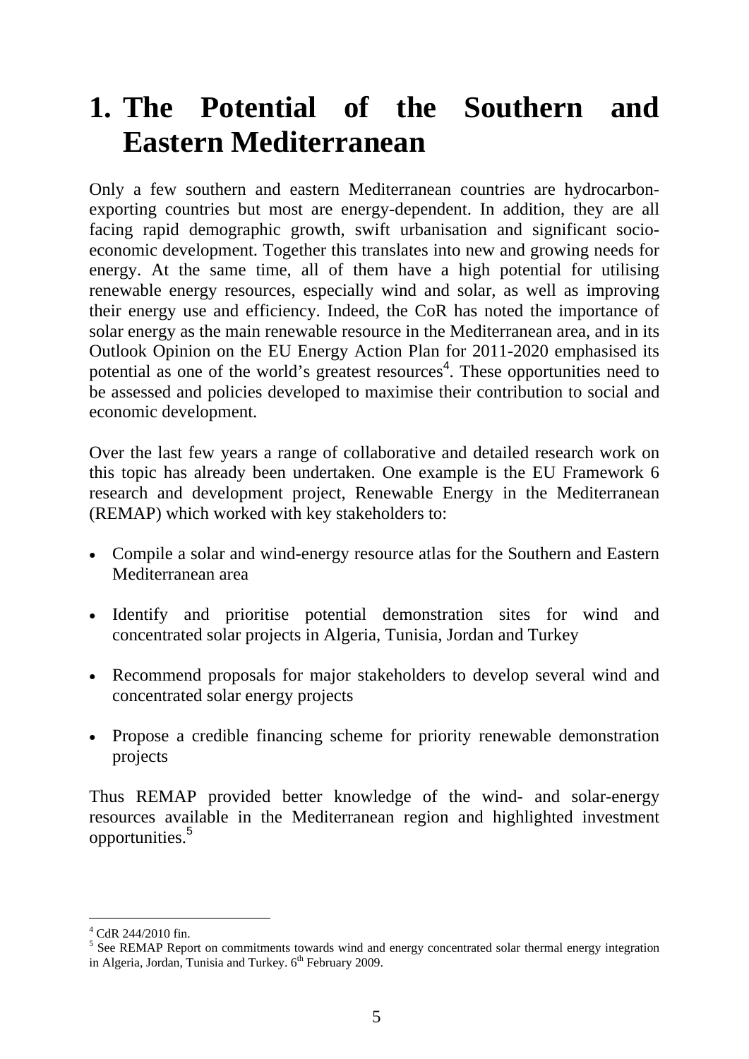# 1. The Potential of the Southern and Eastern Mediterranean

Only a few southern and eastern Mediterranean countries are hydrocarbon-exporting countries but most are energy-dependent. In addition, they are all facing rapid demographic growth, swift urbanisation and significant socio-economic development. Together this translates into new and growing needs for energy. At the same time, all of them have a high potential for utilising renewable energy resources, especially wind and solar, as well as improving their energy use and efficiency. Indeed, the CoR has noted the importance of solar energy as the main renewable resource in the Mediterranean area, and in its Outlook Opinion on the EU Energy Action Plan for 2011-2020 emphasised its potential as one of the world's greatest resources[4]. These opportunities need to be assessed and policies developed to maximise their contribution to social and economic development.

Over the last few years a range of collaborative and detailed research work on this topic has already been undertaken. One example is the EU Framework 6 research and development project, Renewable Energy in the Mediterranean (REMAP) which worked with key stakeholders to:

- Compile a solar and wind-energy resource atlas for the Southern and Eastern Mediterranean area
- Identify and prioritise potential demonstration sites for wind and concentrated solar projects in Algeria, Tunisia, Jordan and Turkey
- Recommend proposals for major stakeholders to develop several wind and concentrated solar energy projects
- Propose a credible financing scheme for priority renewable demonstration projects

Thus REMAP provided better knowledge of the wind- and solar-energy resources available in the Mediterranean region and highlighted investment opportunities.[5]

---

[4] CdR 244/2010 fin.

[5] See REMAP Report on commitments towards wind and energy concentrated solar thermal energy integration in Algeria, Jordan, Tunisia and Turkey. 6th February 2009.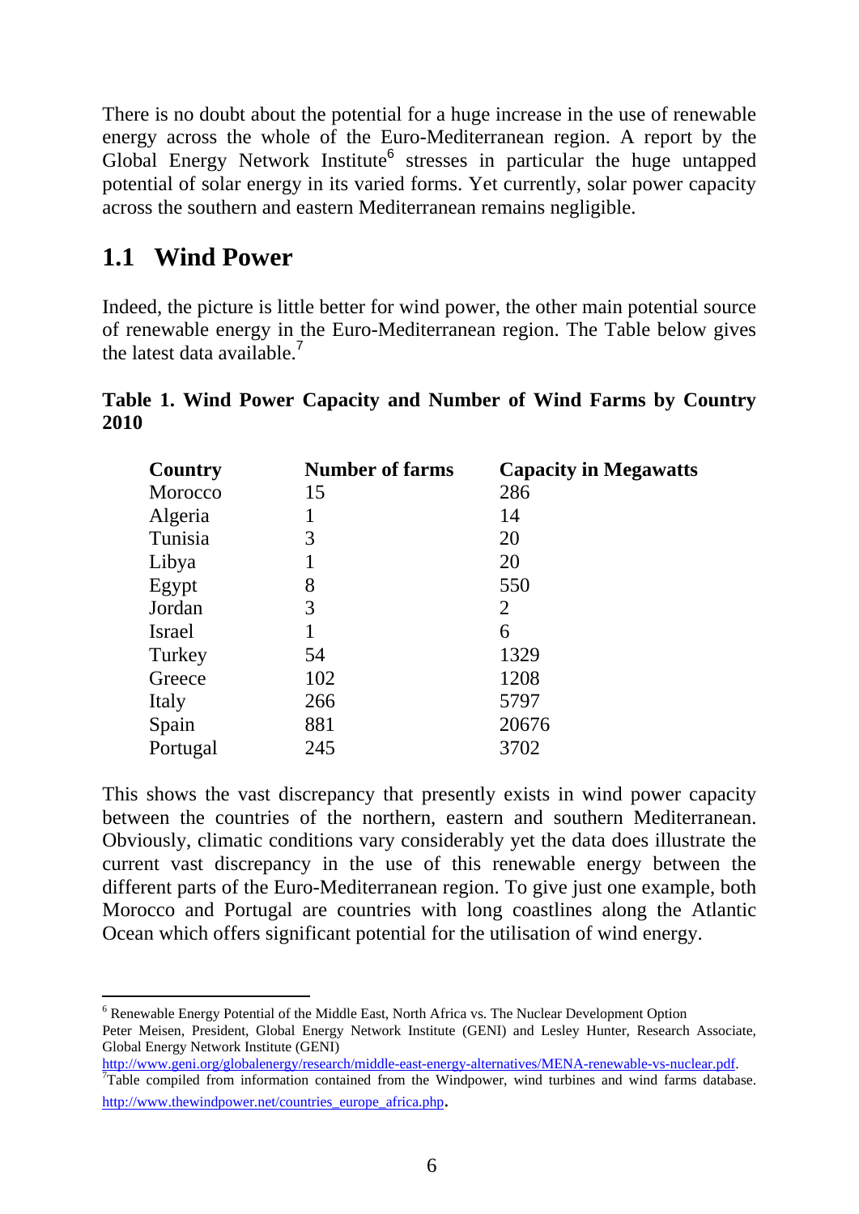There is no doubt about the potential for a huge increase in the use of renewable energy across the whole of the Euro-Mediterranean region. A report by the Global Energy Network Institute[6] stresses in particular the huge untapped potential of solar energy in its varied forms. Yet currently, solar power capacity across the southern and eastern Mediterranean remains negligible.

## 1.1 Wind Power

Indeed, the picture is little better for wind power, the other main potential source of renewable energy in the Euro-Mediterranean region. The Table below gives the latest data available.[7]

**Table 1. Wind Power Capacity and Number of Wind Farms by Country 2010**

| Country | Number of farms | Capacity in Megawatts |
|---|---|---|
| Morocco | 15 | 286 |
| Algeria | 1 | 14 |
| Tunisia | 3 | 20 |
| Libya | 1 | 20 |
| Egypt | 8 | 550 |
| Jordan | 3 | 2 |
| Israel | 1 | 6 |
| Turkey | 54 | 1329 |
| Greece | 102 | 1208 |
| Italy | 266 | 5797 |
| Spain | 881 | 20676 |
| Portugal | 245 | 3702 |

This shows the vast discrepancy that presently exists in wind power capacity between the countries of the northern, eastern and southern Mediterranean. Obviously, climatic conditions vary considerably yet the data does illustrate the current vast discrepancy in the use of this renewable energy between the different parts of the Euro-Mediterranean region. To give just one example, both Morocco and Portugal are countries with long coastlines along the Atlantic Ocean which offers significant potential for the utilisation of wind energy.

---

[6] Renewable Energy Potential of the Middle East, North Africa vs. The Nuclear Development Option
Peter Meisen, President, Global Energy Network Institute (GENI) and Lesley Hunter, Research Associate, Global Energy Network Institute (GENI)
http://www.geni.org/globalenergy/research/middle-east-energy-alternatives/MENA-renewable-vs-nuclear.pdf.

[7] Table compiled from information contained from the Windpower, wind turbines and wind farms database. http://www.thewindpower.net/countries_europe_africa.php.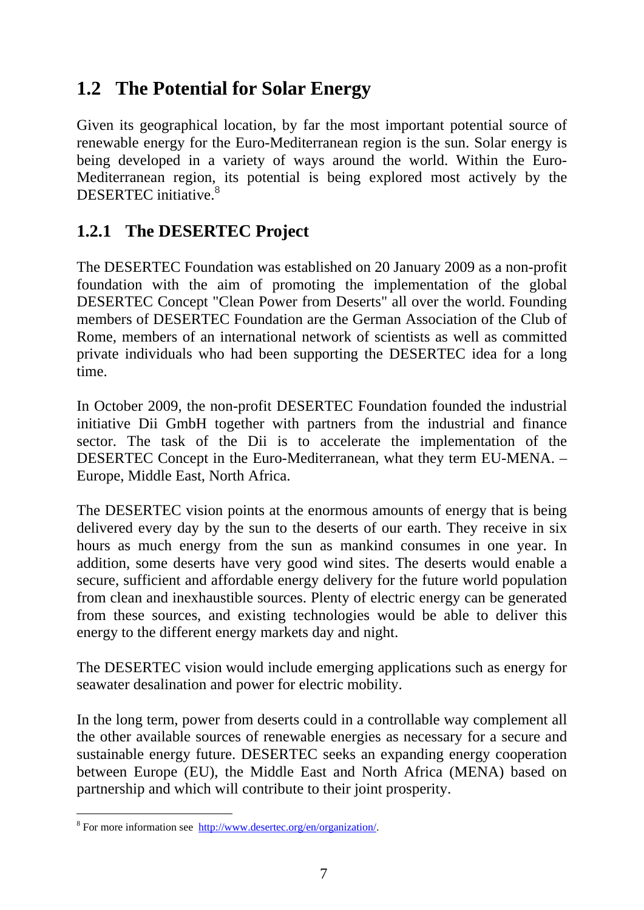## 1.2 The Potential for Solar Energy

Given its geographical location, by far the most important potential source of renewable energy for the Euro-Mediterranean region is the sun. Solar energy is being developed in a variety of ways around the world. Within the Euro-Mediterranean region, its potential is being explored most actively by the DESERTEC initiative.[8]

### 1.2.1 The DESERTEC Project

The DESERTEC Foundation was established on 20 January 2009 as a non-profit foundation with the aim of promoting the implementation of the global DESERTEC Concept "Clean Power from Deserts" all over the world. Founding members of DESERTEC Foundation are the German Association of the Club of Rome, members of an international network of scientists as well as committed private individuals who had been supporting the DESERTEC idea for a long time.

In October 2009, the non-profit DESERTEC Foundation founded the industrial initiative Dii GmbH together with partners from the industrial and finance sector. The task of the Dii is to accelerate the implementation of the DESERTEC Concept in the Euro-Mediterranean, what they term EU-MENA. – Europe, Middle East, North Africa.

The DESERTEC vision points at the enormous amounts of energy that is being delivered every day by the sun to the deserts of our earth. They receive in six hours as much energy from the sun as mankind consumes in one year. In addition, some deserts have very good wind sites. The deserts would enable a secure, sufficient and affordable energy delivery for the future world population from clean and inexhaustible sources. Plenty of electric energy can be generated from these sources, and existing technologies would be able to deliver this energy to the different energy markets day and night.

The DESERTEC vision would include emerging applications such as energy for seawater desalination and power for electric mobility.

In the long term, power from deserts could in a controllable way complement all the other available sources of renewable energies as necessary for a secure and sustainable energy future. DESERTEC seeks an expanding energy cooperation between Europe (EU), the Middle East and North Africa (MENA) based on partnership and which will contribute to their joint prosperity.

---

[8] For more information see http://www.desertec.org/en/organization/.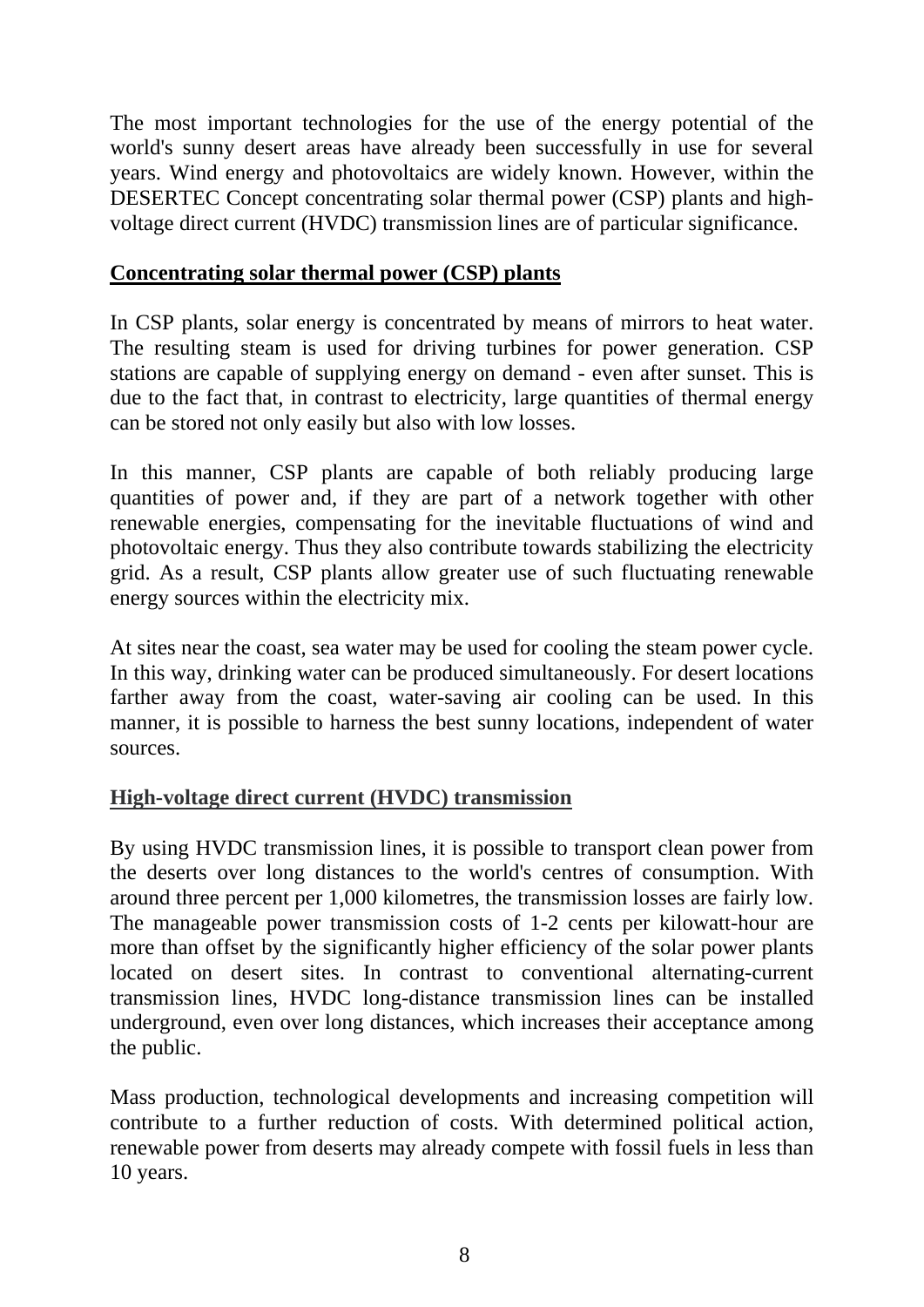The most important technologies for the use of the energy potential of the world's sunny desert areas have already been successfully in use for several years. Wind energy and photovoltaics are widely known. However, within the DESERTEC Concept concentrating solar thermal power (CSP) plants and high-voltage direct current (HVDC) transmission lines are of particular significance.

## Concentrating solar thermal power (CSP) plants

In CSP plants, solar energy is concentrated by means of mirrors to heat water. The resulting steam is used for driving turbines for power generation. CSP stations are capable of supplying energy on demand - even after sunset. This is due to the fact that, in contrast to electricity, large quantities of thermal energy can be stored not only easily but also with low losses.

In this manner, CSP plants are capable of both reliably producing large quantities of power and, if they are part of a network together with other renewable energies, compensating for the inevitable fluctuations of wind and photovoltaic energy. Thus they also contribute towards stabilizing the electricity grid. As a result, CSP plants allow greater use of such fluctuating renewable energy sources within the electricity mix.

At sites near the coast, sea water may be used for cooling the steam power cycle. In this way, drinking water can be produced simultaneously. For desert locations farther away from the coast, water-saving air cooling can be used. In this manner, it is possible to harness the best sunny locations, independent of water sources.

## High-voltage direct current (HVDC) transmission

By using HVDC transmission lines, it is possible to transport clean power from the deserts over long distances to the world's centres of consumption. With around three percent per 1,000 kilometres, the transmission losses are fairly low. The manageable power transmission costs of 1-2 cents per kilowatt-hour are more than offset by the significantly higher efficiency of the solar power plants located on desert sites. In contrast to conventional alternating-current transmission lines, HVDC long-distance transmission lines can be installed underground, even over long distances, which increases their acceptance among the public.

Mass production, technological developments and increasing competition will contribute to a further reduction of costs. With determined political action, renewable power from deserts may already compete with fossil fuels in less than 10 years.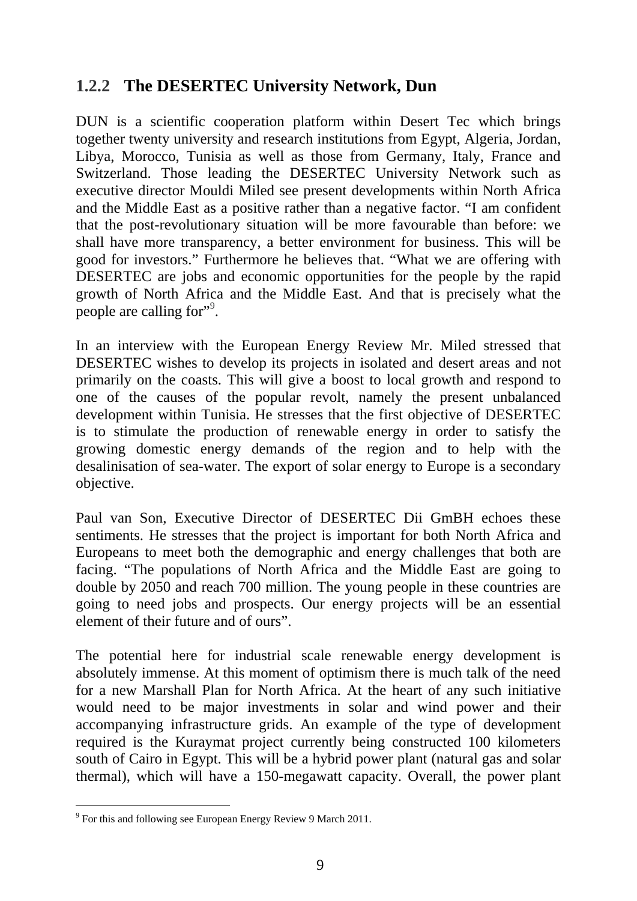### 1.2.2 The DESERTEC University Network, Dun

DUN is a scientific cooperation platform within Desert Tec which brings together twenty university and research institutions from Egypt, Algeria, Jordan, Libya, Morocco, Tunisia as well as those from Germany, Italy, France and Switzerland. Those leading the DESERTEC University Network such as executive director Mouldi Miled see present developments within North Africa and the Middle East as a positive rather than a negative factor. "I am confident that the post-revolutionary situation will be more favourable than before: we shall have more transparency, a better environment for business. This will be good for investors." Furthermore he believes that. "What we are offering with DESERTEC are jobs and economic opportunities for the people by the rapid growth of North Africa and the Middle East. And that is precisely what the people are calling for"[9].

In an interview with the European Energy Review Mr. Miled stressed that DESERTEC wishes to develop its projects in isolated and desert areas and not primarily on the coasts. This will give a boost to local growth and respond to one of the causes of the popular revolt, namely the present unbalanced development within Tunisia. He stresses that the first objective of DESERTEC is to stimulate the production of renewable energy in order to satisfy the growing domestic energy demands of the region and to help with the desalinisation of sea-water. The export of solar energy to Europe is a secondary objective.

Paul van Son, Executive Director of DESERTEC Dii GmBH echoes these sentiments. He stresses that the project is important for both North Africa and Europeans to meet both the demographic and energy challenges that both are facing. "The populations of North Africa and the Middle East are going to double by 2050 and reach 700 million. The young people in these countries are going to need jobs and prospects. Our energy projects will be an essential element of their future and of ours".

The potential here for industrial scale renewable energy development is absolutely immense. At this moment of optimism there is much talk of the need for a new Marshall Plan for North Africa. At the heart of any such initiative would need to be major investments in solar and wind power and their accompanying infrastructure grids. An example of the type of development required is the Kuraymat project currently being constructed 100 kilometers south of Cairo in Egypt. This will be a hybrid power plant (natural gas and solar thermal), which will have a 150-megawatt capacity. Overall, the power plant

---

[9] For this and following see European Energy Review 9 March 2011.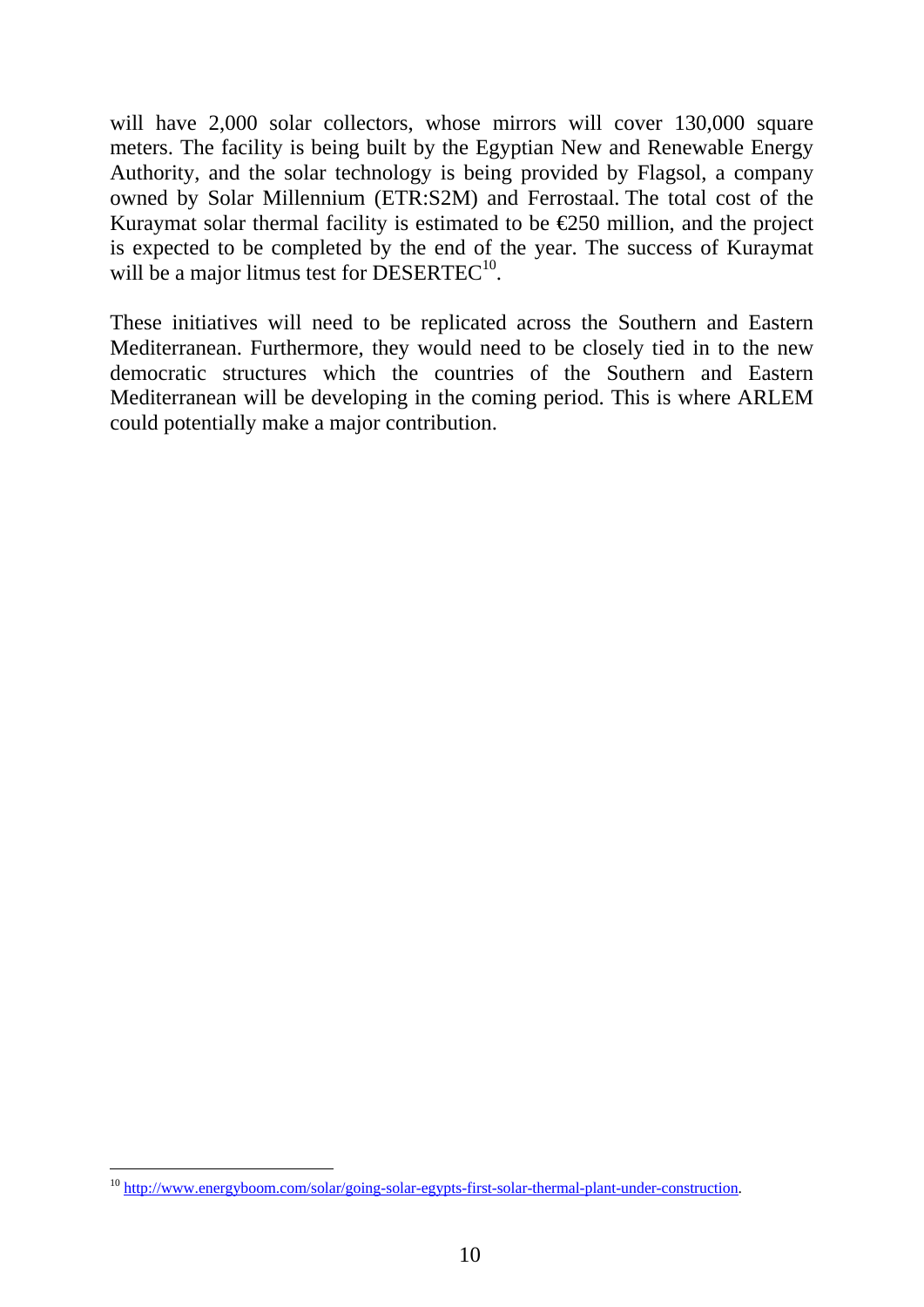will have 2,000 solar collectors, whose mirrors will cover 130,000 square meters. The facility is being built by the Egyptian New and Renewable Energy Authority, and the solar technology is being provided by Flagsol, a company owned by Solar Millennium (ETR:S2M) and Ferrostaal. The total cost of the Kuraymat solar thermal facility is estimated to be €250 million, and the project is expected to be completed by the end of the year. The success of Kuraymat will be a major litmus test for DESERTEC[10].

These initiatives will need to be replicated across the Southern and Eastern Mediterranean. Furthermore, they would need to be closely tied in to the new democratic structures which the countries of the Southern and Eastern Mediterranean will be developing in the coming period. This is where ARLEM could potentially make a major contribution.

---

[10] http://www.energyboom.com/solar/going-solar-egypts-first-solar-thermal-plant-under-construction.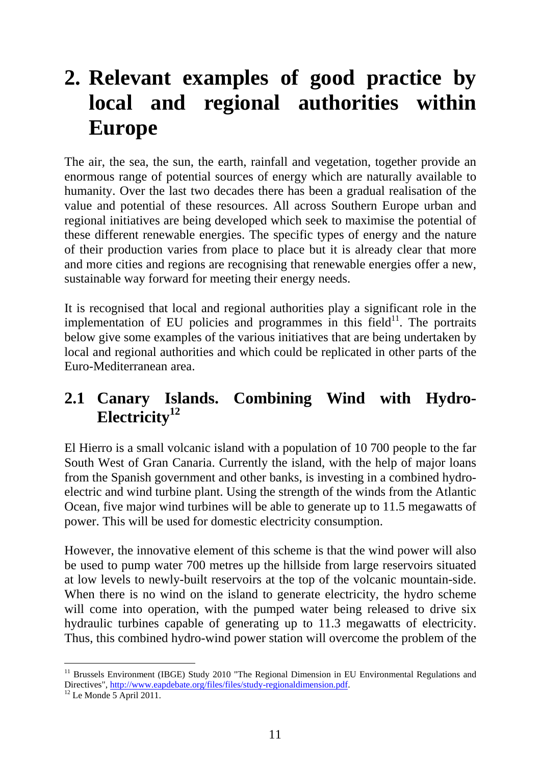# 2. Relevant examples of good practice by local and regional authorities within Europe

The air, the sea, the sun, the earth, rainfall and vegetation, together provide an enormous range of potential sources of energy which are naturally available to humanity. Over the last two decades there has been a gradual realisation of the value and potential of these resources. All across Southern Europe urban and regional initiatives are being developed which seek to maximise the potential of these different renewable energies. The specific types of energy and the nature of their production varies from place to place but it is already clear that more and more cities and regions are recognising that renewable energies offer a new, sustainable way forward for meeting their energy needs.

It is recognised that local and regional authorities play a significant role in the implementation of EU policies and programmes in this field[11]. The portraits below give some examples of the various initiatives that are being undertaken by local and regional authorities and which could be replicated in other parts of the Euro-Mediterranean area.

## 2.1 Canary Islands. Combining Wind with Hydro-Electricity[12]

El Hierro is a small volcanic island with a population of 10 700 people to the far South West of Gran Canaria. Currently the island, with the help of major loans from the Spanish government and other banks, is investing in a combined hydro-electric and wind turbine plant. Using the strength of the winds from the Atlantic Ocean, five major wind turbines will be able to generate up to 11.5 megawatts of power. This will be used for domestic electricity consumption.

However, the innovative element of this scheme is that the wind power will also be used to pump water 700 metres up the hillside from large reservoirs situated at low levels to newly-built reservoirs at the top of the volcanic mountain-side. When there is no wind on the island to generate electricity, the hydro scheme will come into operation, with the pumped water being released to drive six hydraulic turbines capable of generating up to 11.3 megawatts of electricity. Thus, this combined hydro-wind power station will overcome the problem of the

---

[11] Brussels Environment (IBGE) Study 2010 "The Regional Dimension in EU Environmental Regulations and Directives", http://www.eapdebate.org/files/files/study-regionaldimension.pdf.

[12] Le Monde 5 April 2011.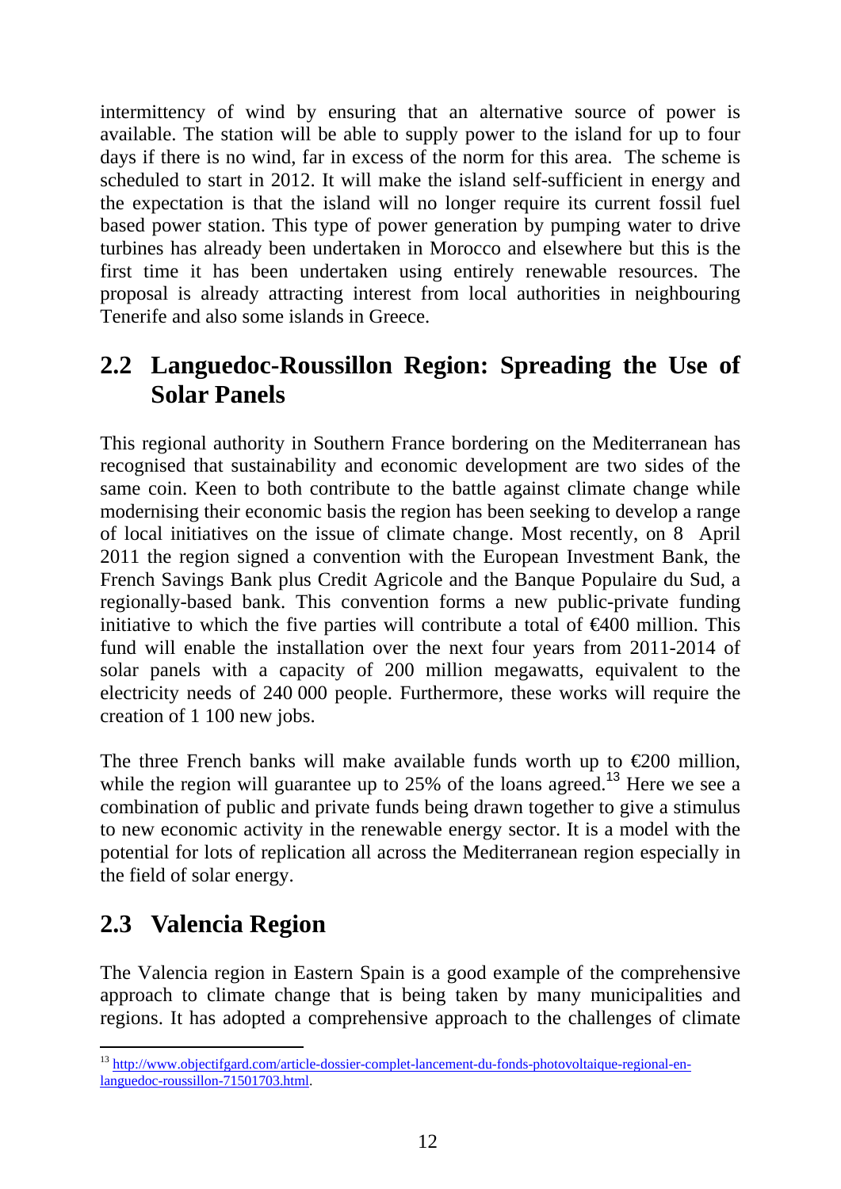intermittency of wind by ensuring that an alternative source of power is available. The station will be able to supply power to the island for up to four days if there is no wind, far in excess of the norm for this area. The scheme is scheduled to start in 2012. It will make the island self-sufficient in energy and the expectation is that the island will no longer require its current fossil fuel based power station. This type of power generation by pumping water to drive turbines has already been undertaken in Morocco and elsewhere but this is the first time it has been undertaken using entirely renewable resources. The proposal is already attracting interest from local authorities in neighbouring Tenerife and also some islands in Greece.

## 2.2 Languedoc-Roussillon Region: Spreading the Use of Solar Panels

This regional authority in Southern France bordering on the Mediterranean has recognised that sustainability and economic development are two sides of the same coin. Keen to both contribute to the battle against climate change while modernising their economic basis the region has been seeking to develop a range of local initiatives on the issue of climate change. Most recently, on 8 April 2011 the region signed a convention with the European Investment Bank, the French Savings Bank plus Credit Agricole and the Banque Populaire du Sud, a regionally-based bank. This convention forms a new public-private funding initiative to which the five parties will contribute a total of €400 million. This fund will enable the installation over the next four years from 2011-2014 of solar panels with a capacity of 200 million megawatts, equivalent to the electricity needs of 240 000 people. Furthermore, these works will require the creation of 1 100 new jobs.

The three French banks will make available funds worth up to €200 million, while the region will guarantee up to 25% of the loans agreed.[13] Here we see a combination of public and private funds being drawn together to give a stimulus to new economic activity in the renewable energy sector. It is a model with the potential for lots of replication all across the Mediterranean region especially in the field of solar energy.

## 2.3 Valencia Region

The Valencia region in Eastern Spain is a good example of the comprehensive approach to climate change that is being taken by many municipalities and regions. It has adopted a comprehensive approach to the challenges of climate

---

[13] http://www.objectifgard.com/article-dossier-complet-lancement-du-fonds-photovoltaique-regional-en-languedoc-roussillon-71501703.html.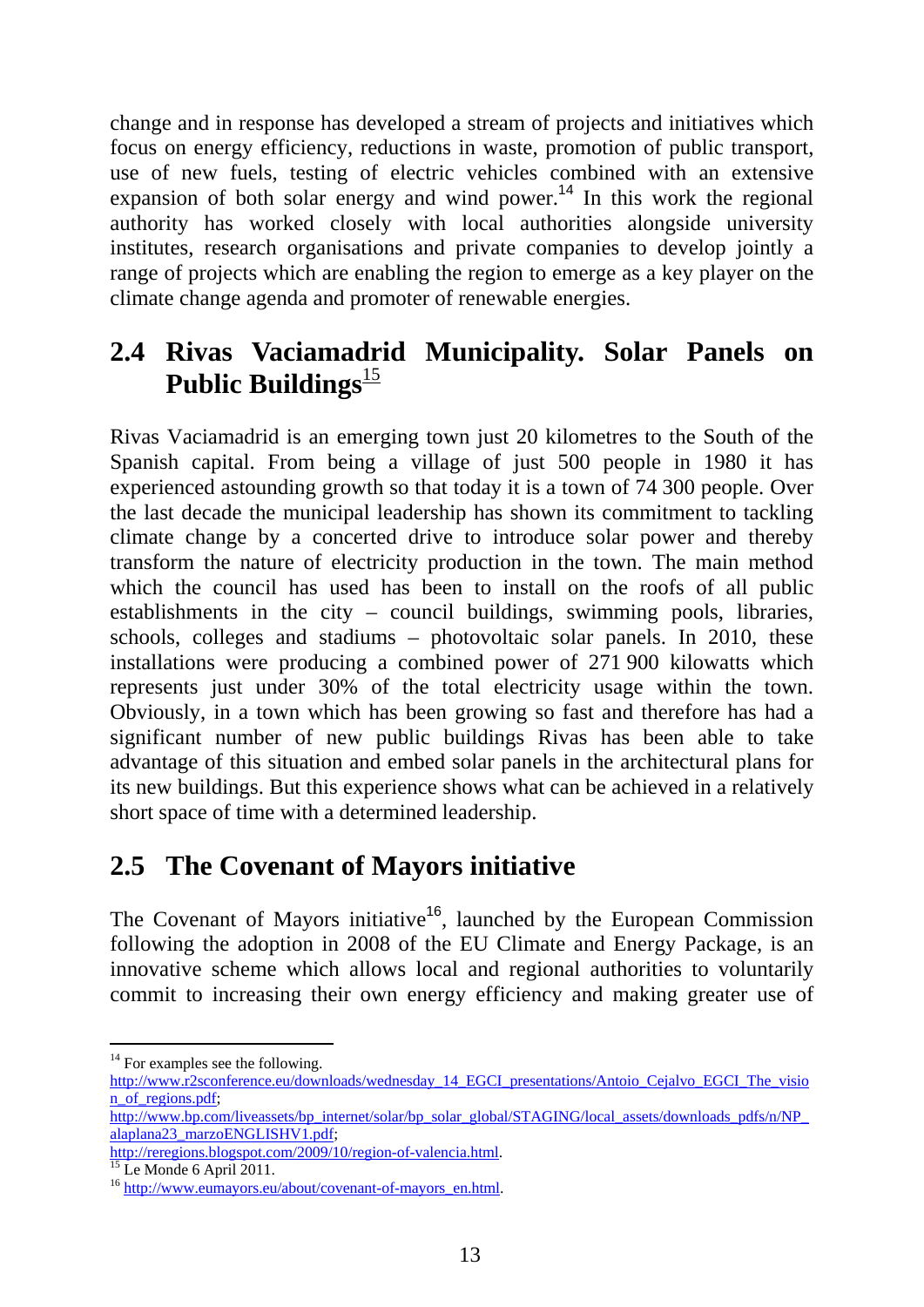change and in response has developed a stream of projects and initiatives which focus on energy efficiency, reductions in waste, promotion of public transport, use of new fuels, testing of electric vehicles combined with an extensive expansion of both solar energy and wind power.[14] In this work the regional authority has worked closely with local authorities alongside university institutes, research organisations and private companies to develop jointly a range of projects which are enabling the region to emerge as a key player on the climate change agenda and promoter of renewable energies.

## 2.4 Rivas Vaciamadrid Municipality. Solar Panels on Public Buildings[15]

Rivas Vaciamadrid is an emerging town just 20 kilometres to the South of the Spanish capital. From being a village of just 500 people in 1980 it has experienced astounding growth so that today it is a town of 74 300 people. Over the last decade the municipal leadership has shown its commitment to tackling climate change by a concerted drive to introduce solar power and thereby transform the nature of electricity production in the town. The main method which the council has used has been to install on the roofs of all public establishments in the city – council buildings, swimming pools, libraries, schools, colleges and stadiums – photovoltaic solar panels. In 2010, these installations were producing a combined power of 271 900 kilowatts which represents just under 30% of the total electricity usage within the town. Obviously, in a town which has been growing so fast and therefore has had a significant number of new public buildings Rivas has been able to take advantage of this situation and embed solar panels in the architectural plans for its new buildings. But this experience shows what can be achieved in a relatively short space of time with a determined leadership.

## 2.5 The Covenant of Mayors initiative

The Covenant of Mayors initiative[16], launched by the European Commission following the adoption in 2008 of the EU Climate and Energy Package, is an innovative scheme which allows local and regional authorities to voluntarily commit to increasing their own energy efficiency and making greater use of

---

[14] For examples see the following.
http://www.r2sconference.eu/downloads/wednesday_14_EGCI_presentations/Antoio_Cejalvo_EGCI_The_vision_of_regions.pdf;
http://www.bp.com/liveassets/bp_internet/solar/bp_solar_global/STAGING/local_assets/downloads_pdfs/n/NP_alaplana23_marzoENGLISHV1.pdf;
http://reregions.blogspot.com/2009/10/region-of-valencia.html.

[15] Le Monde 6 April 2011.

[16] http://www.eumayors.eu/about/covenant-of-mayors_en.html.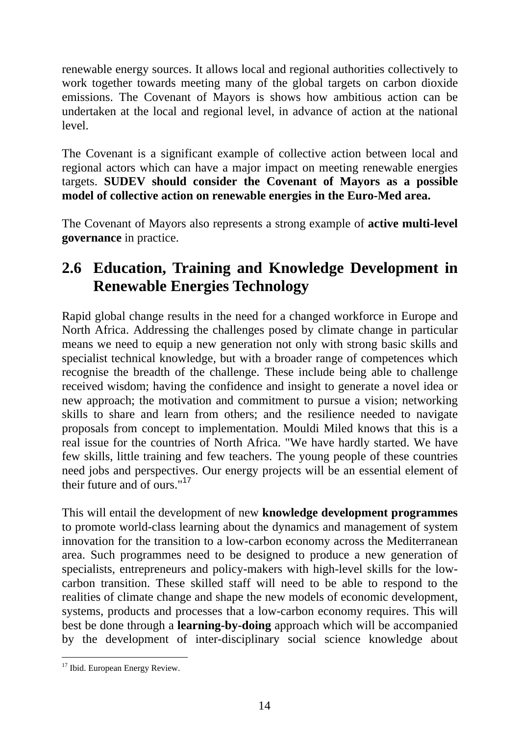renewable energy sources. It allows local and regional authorities collectively to work together towards meeting many of the global targets on carbon dioxide emissions. The Covenant of Mayors is shows how ambitious action can be undertaken at the local and regional level, in advance of action at the national level.

The Covenant is a significant example of collective action between local and regional actors which can have a major impact on meeting renewable energies targets. **SUDEV should consider the Covenant of Mayors as a possible model of collective action on renewable energies in the Euro-Med area.**

The Covenant of Mayors also represents a strong example of **active multi-level governance** in practice.

## 2.6 Education, Training and Knowledge Development in Renewable Energies Technology

Rapid global change results in the need for a changed workforce in Europe and North Africa. Addressing the challenges posed by climate change in particular means we need to equip a new generation not only with strong basic skills and specialist technical knowledge, but with a broader range of competences which recognise the breadth of the challenge. These include being able to challenge received wisdom; having the confidence and insight to generate a novel idea or new approach; the motivation and commitment to pursue a vision; networking skills to share and learn from others; and the resilience needed to navigate proposals from concept to implementation. Mouldi Miled knows that this is a real issue for the countries of North Africa. "We have hardly started. We have few skills, little training and few teachers. The young people of these countries need jobs and perspectives. Our energy projects will be an essential element of their future and of ours."[17]

This will entail the development of new **knowledge development programmes** to promote world-class learning about the dynamics and management of system innovation for the transition to a low-carbon economy across the Mediterranean area. Such programmes need to be designed to produce a new generation of specialists, entrepreneurs and policy-makers with high-level skills for the low-carbon transition. These skilled staff will need to be able to respond to the realities of climate change and shape the new models of economic development, systems, products and processes that a low-carbon economy requires. This will best be done through a **learning-by-doing** approach which will be accompanied by the development of inter-disciplinary social science knowledge about

---

[17] Ibid. European Energy Review.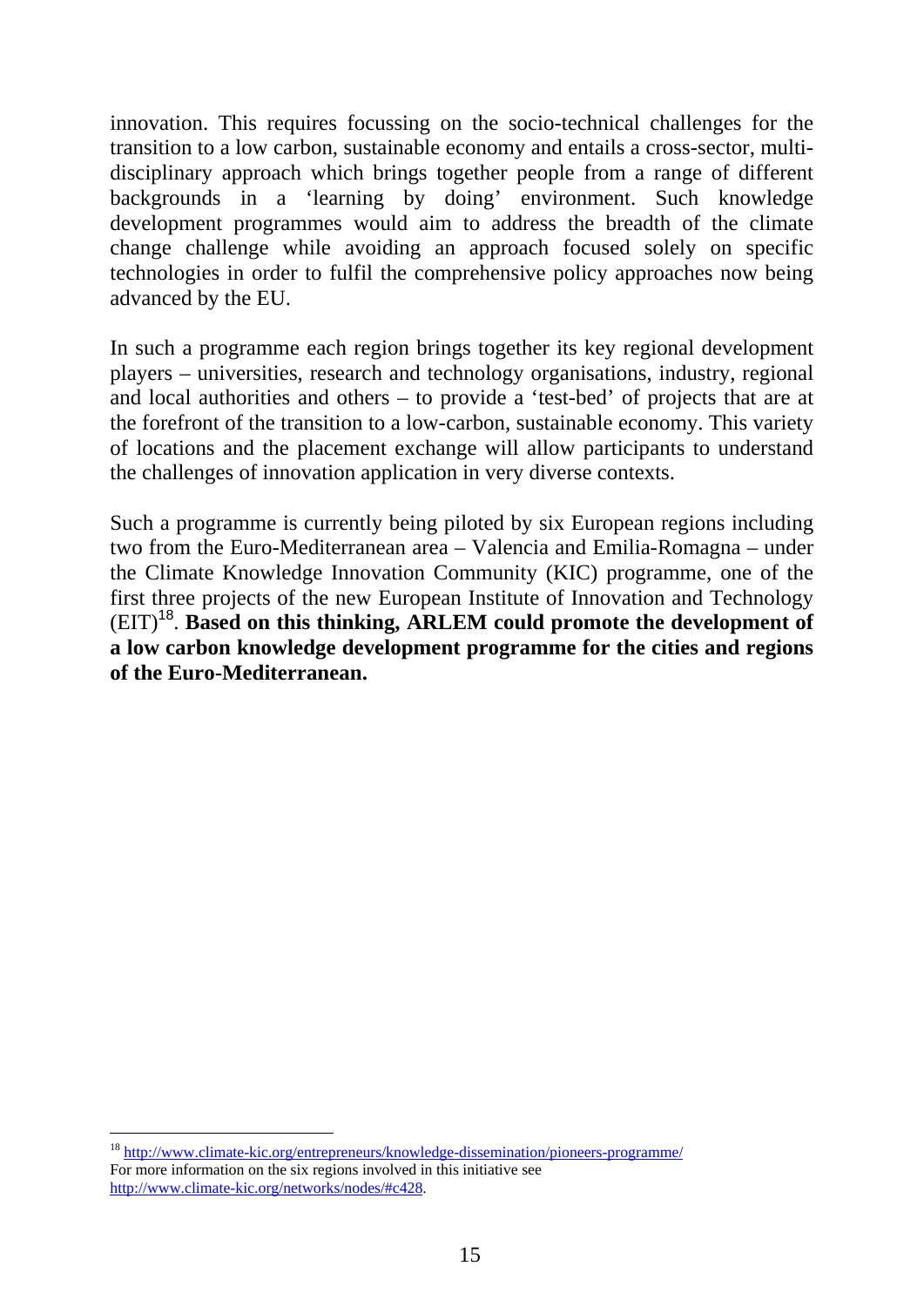innovation. This requires focussing on the socio-technical challenges for the transition to a low carbon, sustainable economy and entails a cross-sector, multi-disciplinary approach which brings together people from a range of different backgrounds in a 'learning by doing' environment. Such knowledge development programmes would aim to address the breadth of the climate change challenge while avoiding an approach focused solely on specific technologies in order to fulfil the comprehensive policy approaches now being advanced by the EU.

In such a programme each region brings together its key regional development players – universities, research and technology organisations, industry, regional and local authorities and others – to provide a 'test-bed' of projects that are at the forefront of the transition to a low-carbon, sustainable economy. This variety of locations and the placement exchange will allow participants to understand the challenges of innovation application in very diverse contexts.

Such a programme is currently being piloted by six European regions including two from the Euro-Mediterranean area – Valencia and Emilia-Romagna – under the Climate Knowledge Innovation Community (KIC) programme, one of the first three projects of the new European Institute of Innovation and Technology (EIT)[18]. **Based on this thinking, ARLEM could promote the development of a low carbon knowledge development programme for the cities and regions of the Euro-Mediterranean.**

---

[18] http://www.climate-kic.org/entrepreneurs/knowledge-dissemination/pioneers-programme/
For more information on the six regions involved in this initiative see http://www.climate-kic.org/networks/nodes/#c428.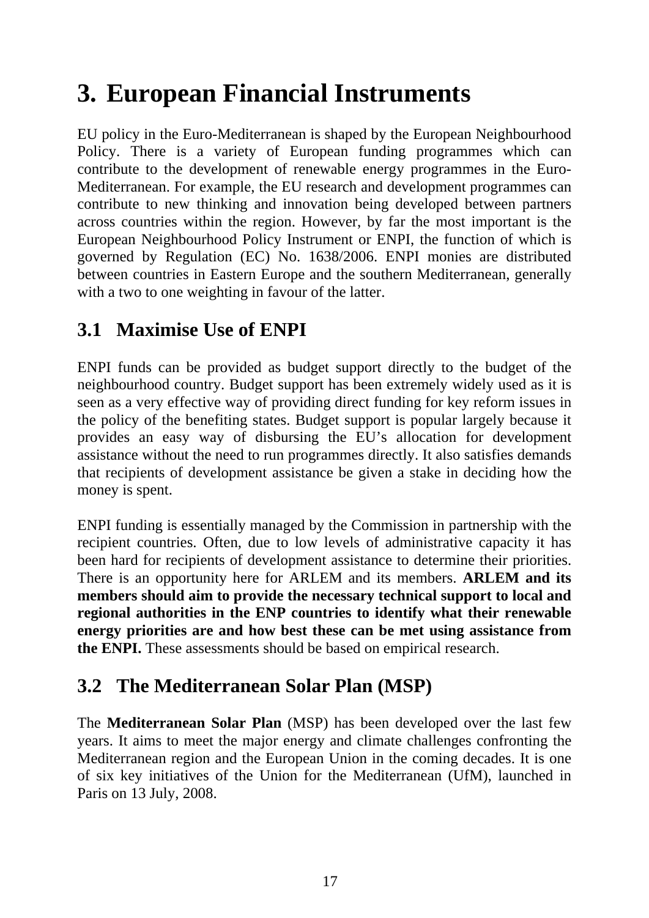# 3. European Financial Instruments

EU policy in the Euro-Mediterranean is shaped by the European Neighbourhood Policy. There is a variety of European funding programmes which can contribute to the development of renewable energy programmes in the Euro-Mediterranean. For example, the EU research and development programmes can contribute to new thinking and innovation being developed between partners across countries within the region. However, by far the most important is the European Neighbourhood Policy Instrument or ENPI, the function of which is governed by Regulation (EC) No. 1638/2006. ENPI monies are distributed between countries in Eastern Europe and the southern Mediterranean, generally with a two to one weighting in favour of the latter.

## 3.1 Maximise Use of ENPI

ENPI funds can be provided as budget support directly to the budget of the neighbourhood country. Budget support has been extremely widely used as it is seen as a very effective way of providing direct funding for key reform issues in the policy of the benefiting states. Budget support is popular largely because it provides an easy way of disbursing the EU's allocation for development assistance without the need to run programmes directly. It also satisfies demands that recipients of development assistance be given a stake in deciding how the money is spent.

ENPI funding is essentially managed by the Commission in partnership with the recipient countries. Often, due to low levels of administrative capacity it has been hard for recipients of development assistance to determine their priorities. There is an opportunity here for ARLEM and its members. **ARLEM and its members should aim to provide the necessary technical support to local and regional authorities in the ENP countries to identify what their renewable energy priorities are and how best these can be met using assistance from the ENPI.** These assessments should be based on empirical research.

## 3.2 The Mediterranean Solar Plan (MSP)

The **Mediterranean Solar Plan** (MSP) has been developed over the last few years. It aims to meet the major energy and climate challenges confronting the Mediterranean region and the European Union in the coming decades. It is one of six key initiatives of the Union for the Mediterranean (UfM), launched in Paris on 13 July, 2008.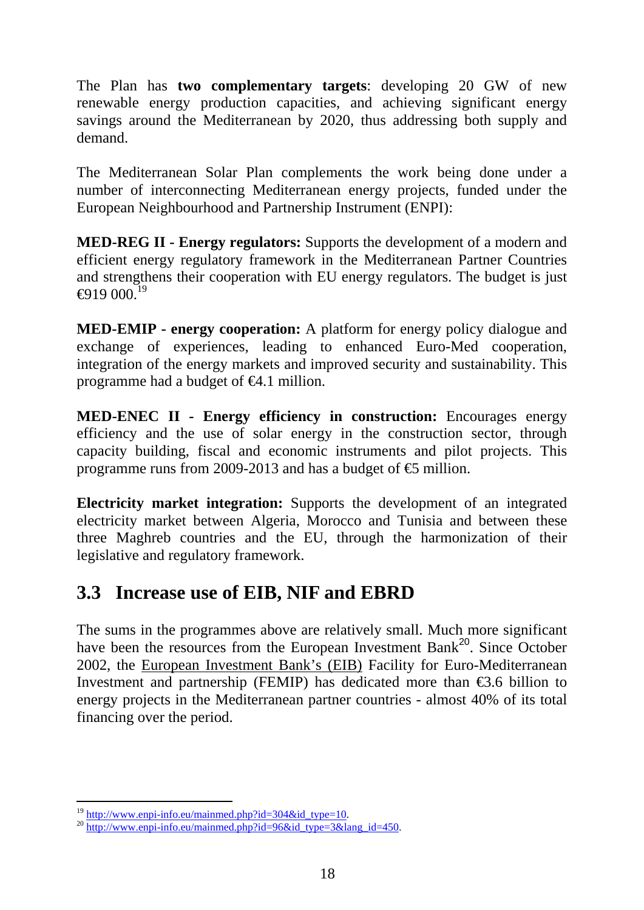The Plan has **two complementary targets**: developing 20 GW of new renewable energy production capacities, and achieving significant energy savings around the Mediterranean by 2020, thus addressing both supply and demand.

The Mediterranean Solar Plan complements the work being done under a number of interconnecting Mediterranean energy projects, funded under the European Neighbourhood and Partnership Instrument (ENPI):

**MED-REG II - Energy regulators:** Supports the development of a modern and efficient energy regulatory framework in the Mediterranean Partner Countries and strengthens their cooperation with EU energy regulators. The budget is just €919 000.[19]

**MED-EMIP - energy cooperation:** A platform for energy policy dialogue and exchange of experiences, leading to enhanced Euro-Med cooperation, integration of the energy markets and improved security and sustainability. This programme had a budget of €4.1 million.

**MED-ENEC II - Energy efficiency in construction:** Encourages energy efficiency and the use of solar energy in the construction sector, through capacity building, fiscal and economic instruments and pilot projects. This programme runs from 2009-2013 and has a budget of €5 million.

**Electricity market integration:** Supports the development of an integrated electricity market between Algeria, Morocco and Tunisia and between these three Maghreb countries and the EU, through the harmonization of their legislative and regulatory framework.

## 3.3 Increase use of EIB, NIF and EBRD

The sums in the programmes above are relatively small. Much more significant have been the resources from the European Investment Bank[20]. Since October 2002, the European Investment Bank's (EIB) Facility for Euro-Mediterranean Investment and partnership (FEMIP) has dedicated more than €3.6 billion to energy projects in the Mediterranean partner countries - almost 40% of its total financing over the period.

[19] http://www.enpi-info.eu/mainmed.php?id=304&id_type=10.

[20] http://www.enpi-info.eu/mainmed.php?id=96&id_type=3&lang_id=450.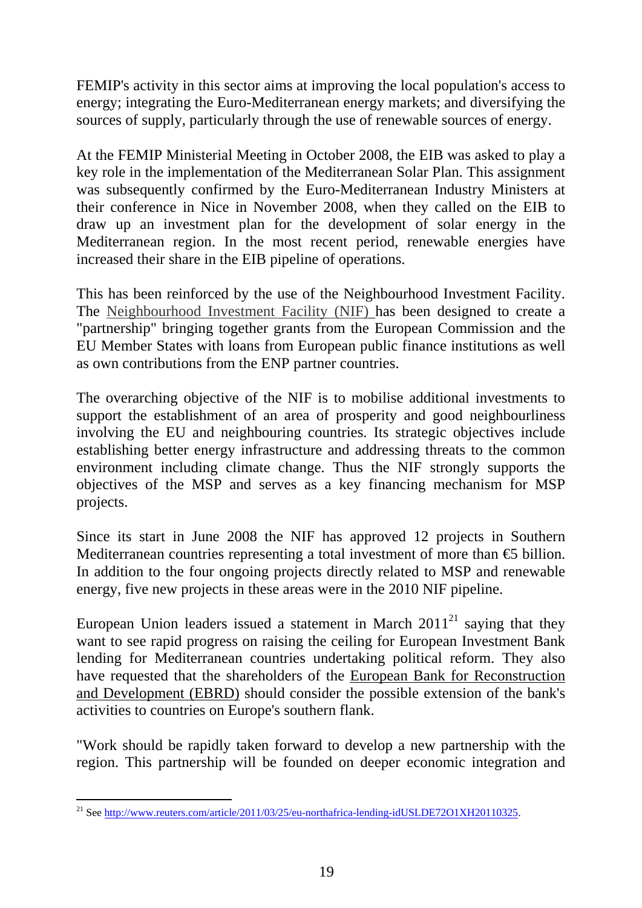FEMIP's activity in this sector aims at improving the local population's access to energy; integrating the Euro-Mediterranean energy markets; and diversifying the sources of supply, particularly through the use of renewable sources of energy.

At the FEMIP Ministerial Meeting in October 2008, the EIB was asked to play a key role in the implementation of the Mediterranean Solar Plan. This assignment was subsequently confirmed by the Euro-Mediterranean Industry Ministers at their conference in Nice in November 2008, when they called on the EIB to draw up an investment plan for the development of solar energy in the Mediterranean region. In the most recent period, renewable energies have increased their share in the EIB pipeline of operations.

This has been reinforced by the use of the Neighbourhood Investment Facility. The Neighbourhood Investment Facility (NIF) has been designed to create a "partnership" bringing together grants from the European Commission and the EU Member States with loans from European public finance institutions as well as own contributions from the ENP partner countries.

The overarching objective of the NIF is to mobilise additional investments to support the establishment of an area of prosperity and good neighbourliness involving the EU and neighbouring countries. Its strategic objectives include establishing better energy infrastructure and addressing threats to the common environment including climate change. Thus the NIF strongly supports the objectives of the MSP and serves as a key financing mechanism for MSP projects.

Since its start in June 2008 the NIF has approved 12 projects in Southern Mediterranean countries representing a total investment of more than €5 billion. In addition to the four ongoing projects directly related to MSP and renewable energy, five new projects in these areas were in the 2010 NIF pipeline.

European Union leaders issued a statement in March 2011[21] saying that they want to see rapid progress on raising the ceiling for European Investment Bank lending for Mediterranean countries undertaking political reform. They also have requested that the shareholders of the European Bank for Reconstruction and Development (EBRD) should consider the possible extension of the bank's activities to countries on Europe's southern flank.

"Work should be rapidly taken forward to develop a new partnership with the region. This partnership will be founded on deeper economic integration and

[21] See http://www.reuters.com/article/2011/03/25/eu-northafrica-lending-idUSLDE72O1XH20110325.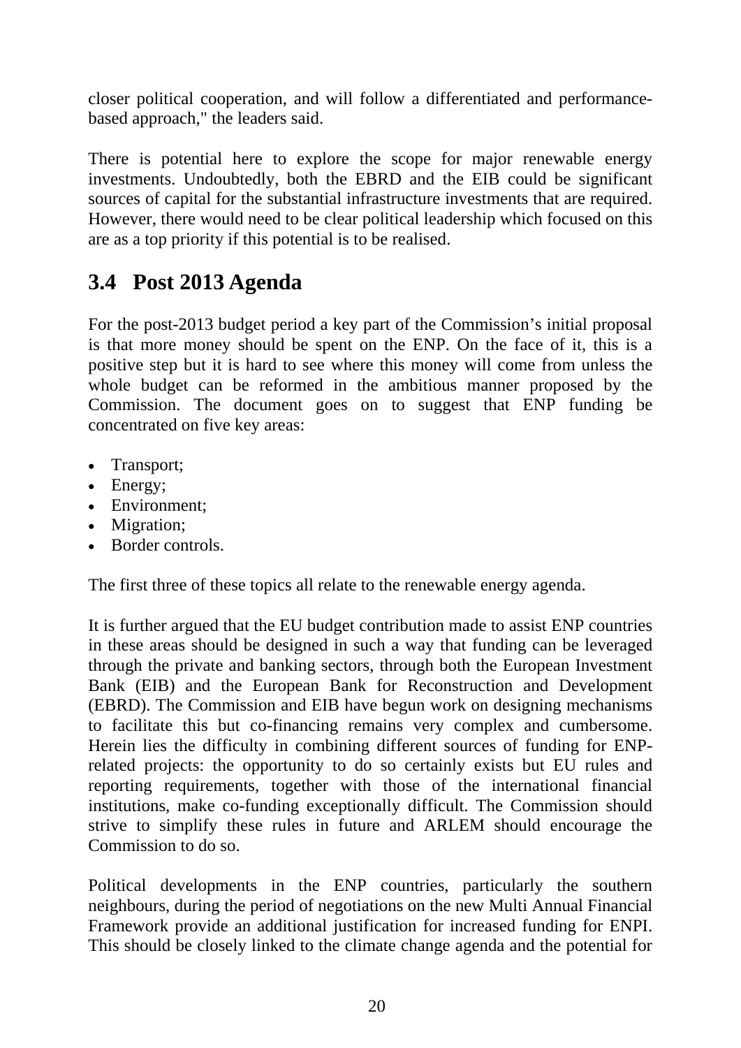closer political cooperation, and will follow a differentiated and performance-based approach," the leaders said.

There is potential here to explore the scope for major renewable energy investments. Undoubtedly, both the EBRD and the EIB could be significant sources of capital for the substantial infrastructure investments that are required. However, there would need to be clear political leadership which focused on this are as a top priority if this potential is to be realised.

## 3.4 Post 2013 Agenda

For the post-2013 budget period a key part of the Commission's initial proposal is that more money should be spent on the ENP. On the face of it, this is a positive step but it is hard to see where this money will come from unless the whole budget can be reformed in the ambitious manner proposed by the Commission. The document goes on to suggest that ENP funding be concentrated on five key areas:

- Transport;
- Energy;
- Environment;
- Migration;
- Border controls.

The first three of these topics all relate to the renewable energy agenda.

It is further argued that the EU budget contribution made to assist ENP countries in these areas should be designed in such a way that funding can be leveraged through the private and banking sectors, through both the European Investment Bank (EIB) and the European Bank for Reconstruction and Development (EBRD). The Commission and EIB have begun work on designing mechanisms to facilitate this but co-financing remains very complex and cumbersome. Herein lies the difficulty in combining different sources of funding for ENP-related projects: the opportunity to do so certainly exists but EU rules and reporting requirements, together with those of the international financial institutions, make co-funding exceptionally difficult. The Commission should strive to simplify these rules in future and ARLEM should encourage the Commission to do so.

Political developments in the ENP countries, particularly the southern neighbours, during the period of negotiations on the new Multi Annual Financial Framework provide an additional justification for increased funding for ENPI. This should be closely linked to the climate change agenda and the potential for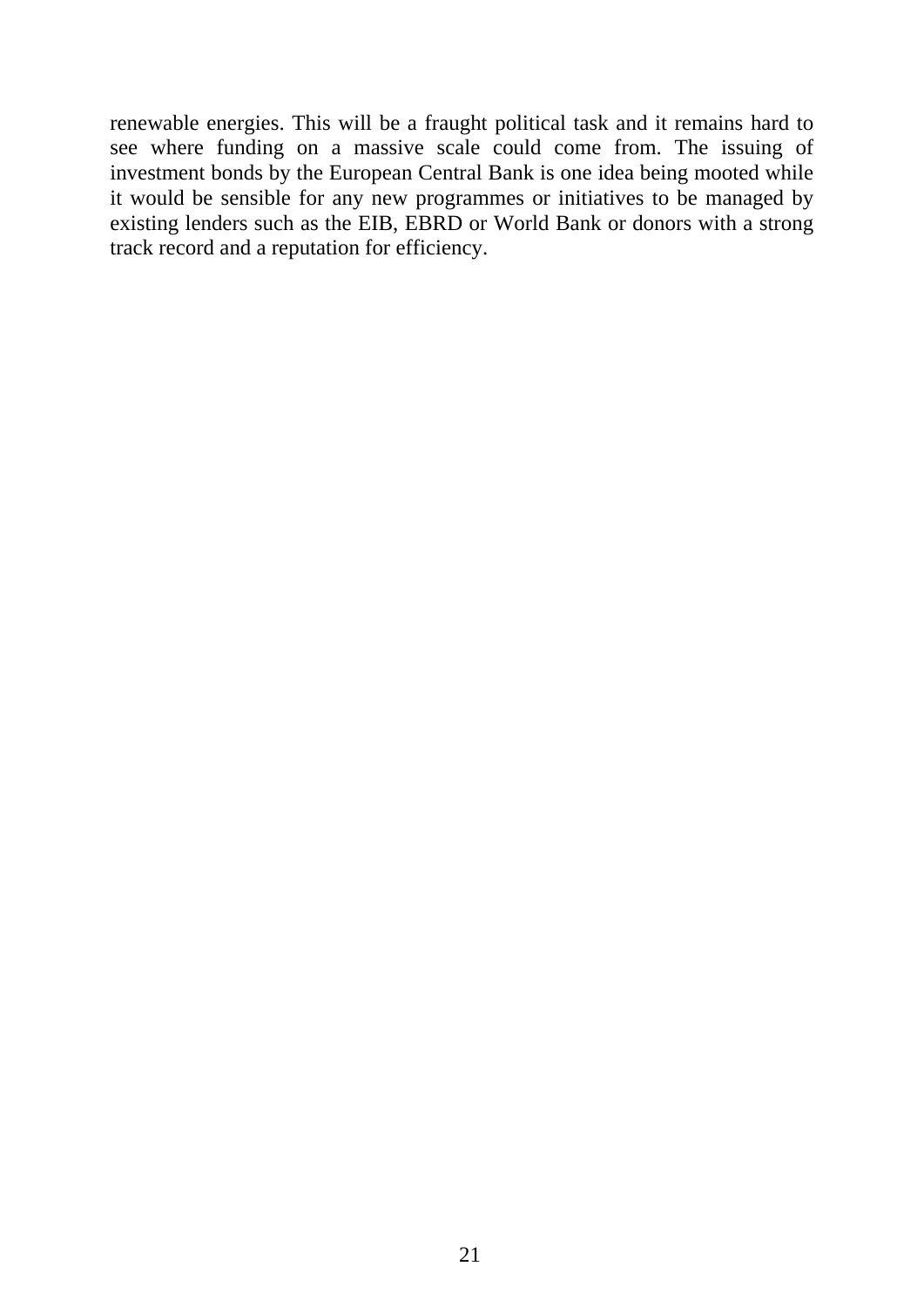renewable energies. This will be a fraught political task and it remains hard to see where funding on a massive scale could come from. The issuing of investment bonds by the European Central Bank is one idea being mooted while it would be sensible for any new programmes or initiatives to be managed by existing lenders such as the EIB, EBRD or World Bank or donors with a strong track record and a reputation for efficiency.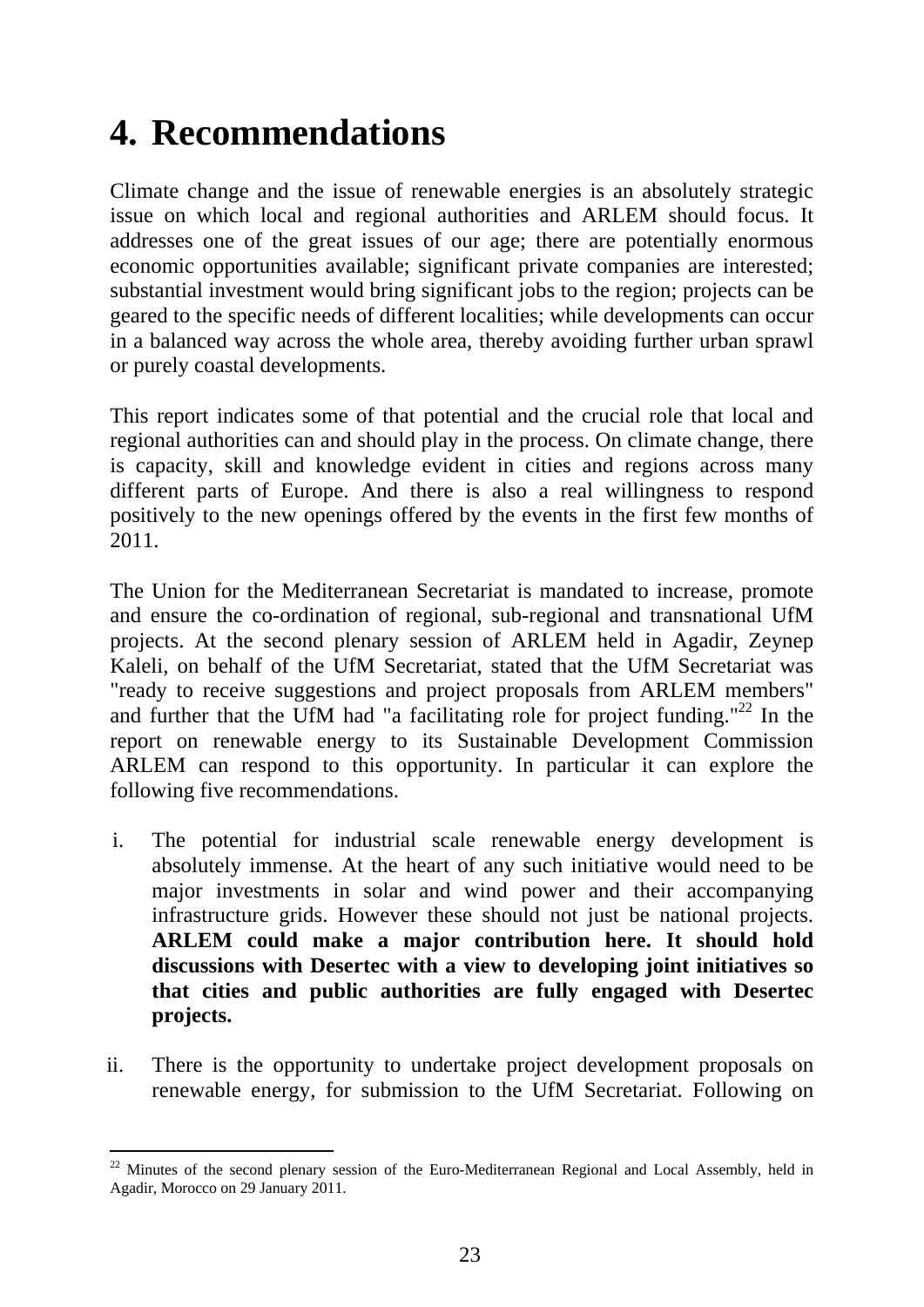# 4. Recommendations

Climate change and the issue of renewable energies is an absolutely strategic issue on which local and regional authorities and ARLEM should focus. It addresses one of the great issues of our age; there are potentially enormous economic opportunities available; significant private companies are interested; substantial investment would bring significant jobs to the region; projects can be geared to the specific needs of different localities; while developments can occur in a balanced way across the whole area, thereby avoiding further urban sprawl or purely coastal developments.

This report indicates some of that potential and the crucial role that local and regional authorities can and should play in the process. On climate change, there is capacity, skill and knowledge evident in cities and regions across many different parts of Europe. And there is also a real willingness to respond positively to the new openings offered by the events in the first few months of 2011.

The Union for the Mediterranean Secretariat is mandated to increase, promote and ensure the co-ordination of regional, sub-regional and transnational UfM projects. At the second plenary session of ARLEM held in Agadir, Zeynep Kaleli, on behalf of the UfM Secretariat, stated that the UfM Secretariat was "ready to receive suggestions and project proposals from ARLEM members" and further that the UfM had "a facilitating role for project funding."[22] In the report on renewable energy to its Sustainable Development Commission ARLEM can respond to this opportunity. In particular it can explore the following five recommendations.

i. The potential for industrial scale renewable energy development is absolutely immense. At the heart of any such initiative would need to be major investments in solar and wind power and their accompanying infrastructure grids. However these should not just be national projects. **ARLEM could make a major contribution here. It should hold discussions with Desertec with a view to developing joint initiatives so that cities and public authorities are fully engaged with Desertec projects.**

ii. There is the opportunity to undertake project development proposals on renewable energy, for submission to the UfM Secretariat. Following on

[22] Minutes of the second plenary session of the Euro-Mediterranean Regional and Local Assembly, held in Agadir, Morocco on 29 January 2011.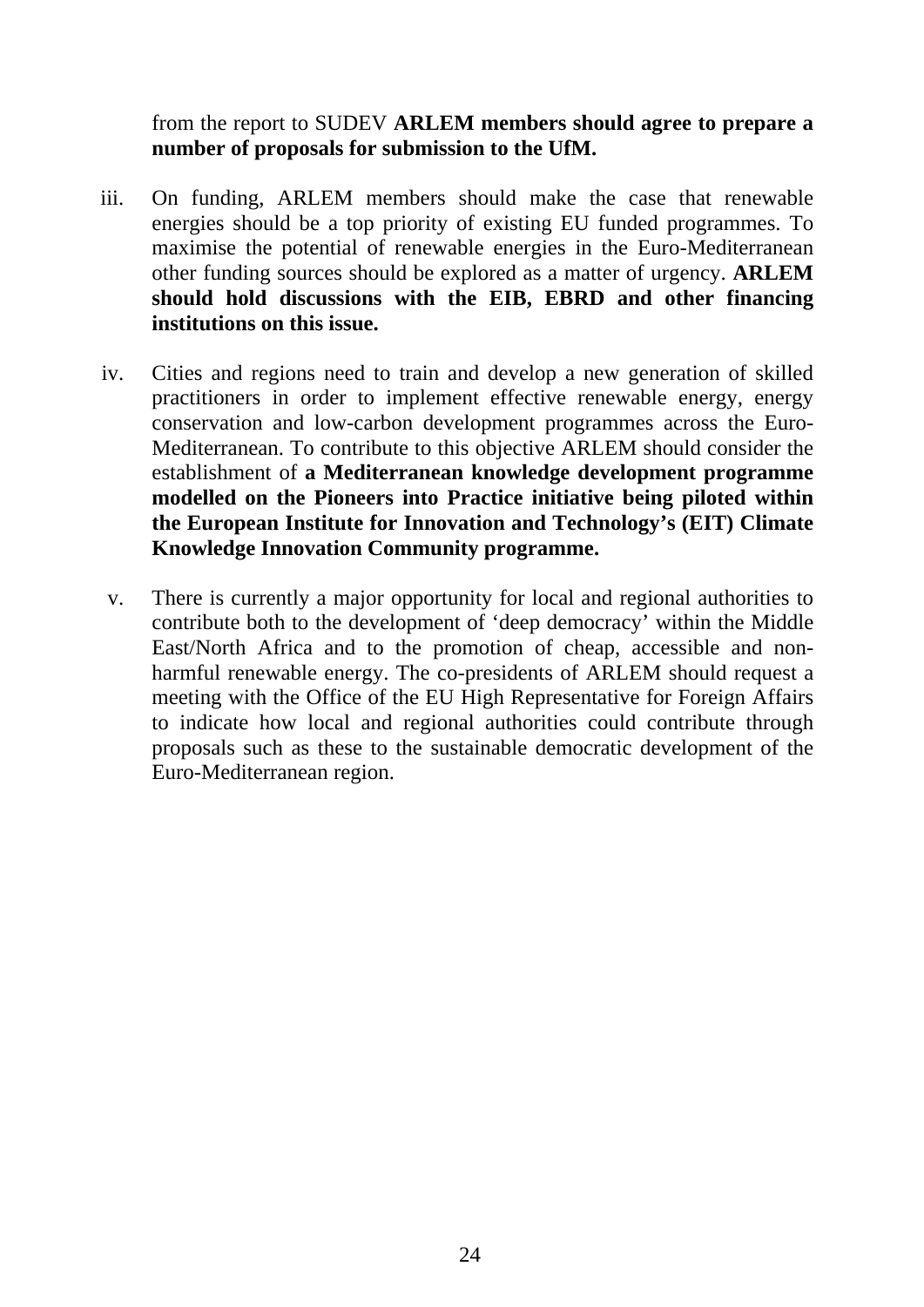from the report to SUDEV **ARLEM members should agree to prepare a number of proposals for submission to the UfM.**

iii. On funding, ARLEM members should make the case that renewable energies should be a top priority of existing EU funded programmes. To maximise the potential of renewable energies in the Euro-Mediterranean other funding sources should be explored as a matter of urgency. **ARLEM should hold discussions with the EIB, EBRD and other financing institutions on this issue.**

iv. Cities and regions need to train and develop a new generation of skilled practitioners in order to implement effective renewable energy, energy conservation and low-carbon development programmes across the Euro-Mediterranean. To contribute to this objective ARLEM should consider the establishment of **a Mediterranean knowledge development programme modelled on the Pioneers into Practice initiative being piloted within the European Institute for Innovation and Technology's (EIT) Climate Knowledge Innovation Community programme.**

v. There is currently a major opportunity for local and regional authorities to contribute both to the development of 'deep democracy' within the Middle East/North Africa and to the promotion of cheap, accessible and non-harmful renewable energy. The co-presidents of ARLEM should request a meeting with the Office of the EU High Representative for Foreign Affairs to indicate how local and regional authorities could contribute through proposals such as these to the sustainable democratic development of the Euro-Mediterranean region.